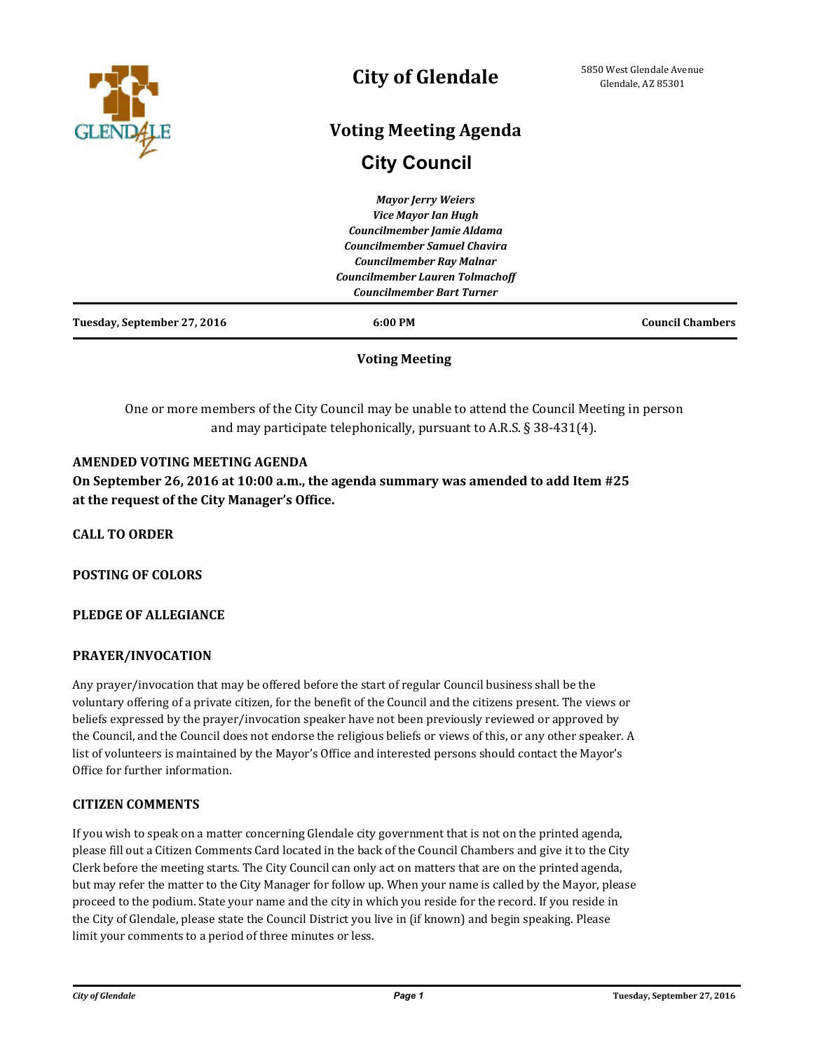# City of Glendale

5850 West Glendale Avenue
Glendale, AZ 85301

## Voting Meeting Agenda

## City Council

*Mayor Jerry Weiers*
*Vice Mayor Ian Hugh*
*Councilmember Jamie Aldama*
*Councilmember Samuel Chavira*
*Councilmember Ray Malnar*
*Councilmember Lauren Tolmachoff*
*Councilmember Bart Turner*

**Tuesday, September 27, 2016** | **6:00 PM** | **Council Chambers**

**Voting Meeting**

One or more members of the City Council may be unable to attend the Council Meeting in person and may participate telephonically, pursuant to A.R.S. § 38-431(4).

**AMENDED VOTING MEETING AGENDA**
**On September 26, 2016 at 10:00 a.m., the agenda summary was amended to add Item #25 at the request of the City Manager's Office.**

**CALL TO ORDER**

**POSTING OF COLORS**

**PLEDGE OF ALLEGIANCE**

**PRAYER/INVOCATION**

Any prayer/invocation that may be offered before the start of regular Council business shall be the voluntary offering of a private citizen, for the benefit of the Council and the citizens present. The views or beliefs expressed by the prayer/invocation speaker have not been previously reviewed or approved by the Council, and the Council does not endorse the religious beliefs or views of this, or any other speaker. A list of volunteers is maintained by the Mayor's Office and interested persons should contact the Mayor's Office for further information.

**CITIZEN COMMENTS**

If you wish to speak on a matter concerning Glendale city government that is not on the printed agenda, please fill out a Citizen Comments Card located in the back of the Council Chambers and give it to the City Clerk before the meeting starts. The City Council can only act on matters that are on the printed agenda, but may refer the matter to the City Manager for follow up. When your name is called by the Mayor, please proceed to the podium. State your name and the city in which you reside for the record. If you reside in the City of Glendale, please state the Council District you live in (if known) and begin speaking. Please limit your comments to a period of three minutes or less.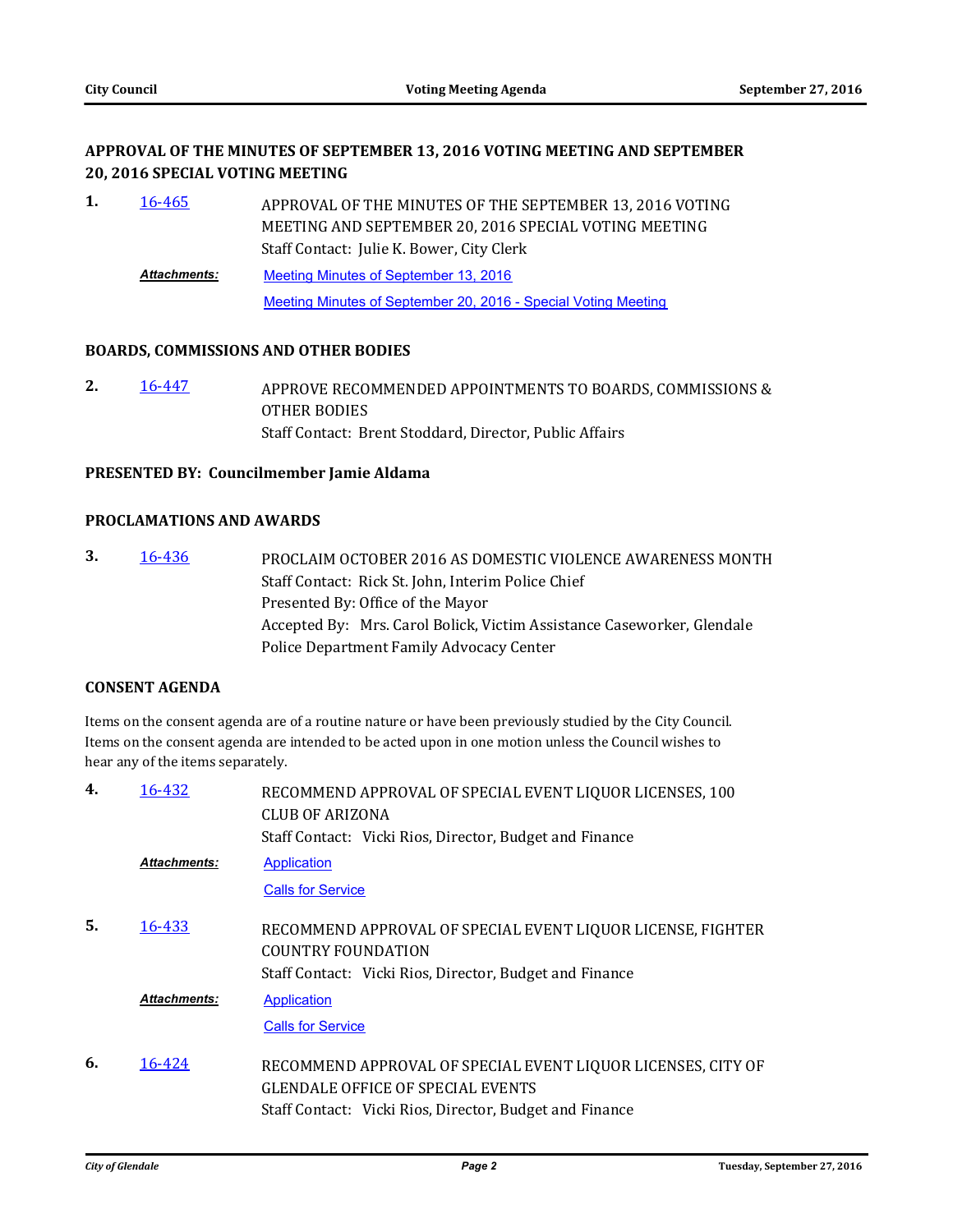### APPROVAL OF THE MINUTES OF SEPTEMBER 13, 2016 VOTING MEETING AND SEPTEMBER 20, 2016 SPECIAL VOTING MEETING

**1.** 16-465

APPROVAL OF THE MINUTES OF THE SEPTEMBER 13, 2016 VOTING MEETING AND SEPTEMBER 20, 2016 SPECIAL VOTING MEETING
Staff Contact: Julie K. Bower, City Clerk

***Attachments:*** Meeting Minutes of September 13, 2016
Meeting Minutes of September 20, 2016 - Special Voting Meeting

### BOARDS, COMMISSIONS AND OTHER BODIES

**2.** 16-447

APPROVE RECOMMENDED APPOINTMENTS TO BOARDS, COMMISSIONS & OTHER BODIES
Staff Contact: Brent Stoddard, Director, Public Affairs

### PRESENTED BY: Councilmember Jamie Aldama

### PROCLAMATIONS AND AWARDS

**3.** 16-436

PROCLAIM OCTOBER 2016 AS DOMESTIC VIOLENCE AWARENESS MONTH
Staff Contact: Rick St. John, Interim Police Chief
Presented By: Office of the Mayor
Accepted By: Mrs. Carol Bolick, Victim Assistance Caseworker, Glendale Police Department Family Advocacy Center

### CONSENT AGENDA

Items on the consent agenda are of a routine nature or have been previously studied by the City Council. Items on the consent agenda are intended to be acted upon in one motion unless the Council wishes to hear any of the items separately.

**4.** 16-432

RECOMMEND APPROVAL OF SPECIAL EVENT LIQUOR LICENSES, 100 CLUB OF ARIZONA
Staff Contact: Vicki Rios, Director, Budget and Finance

***Attachments:*** Application
Calls for Service

**5.** 16-433

RECOMMEND APPROVAL OF SPECIAL EVENT LIQUOR LICENSE, FIGHTER COUNTRY FOUNDATION
Staff Contact: Vicki Rios, Director, Budget and Finance

***Attachments:*** Application
Calls for Service

**6.** 16-424

RECOMMEND APPROVAL OF SPECIAL EVENT LIQUOR LICENSES, CITY OF GLENDALE OFFICE OF SPECIAL EVENTS
Staff Contact: Vicki Rios, Director, Budget and Finance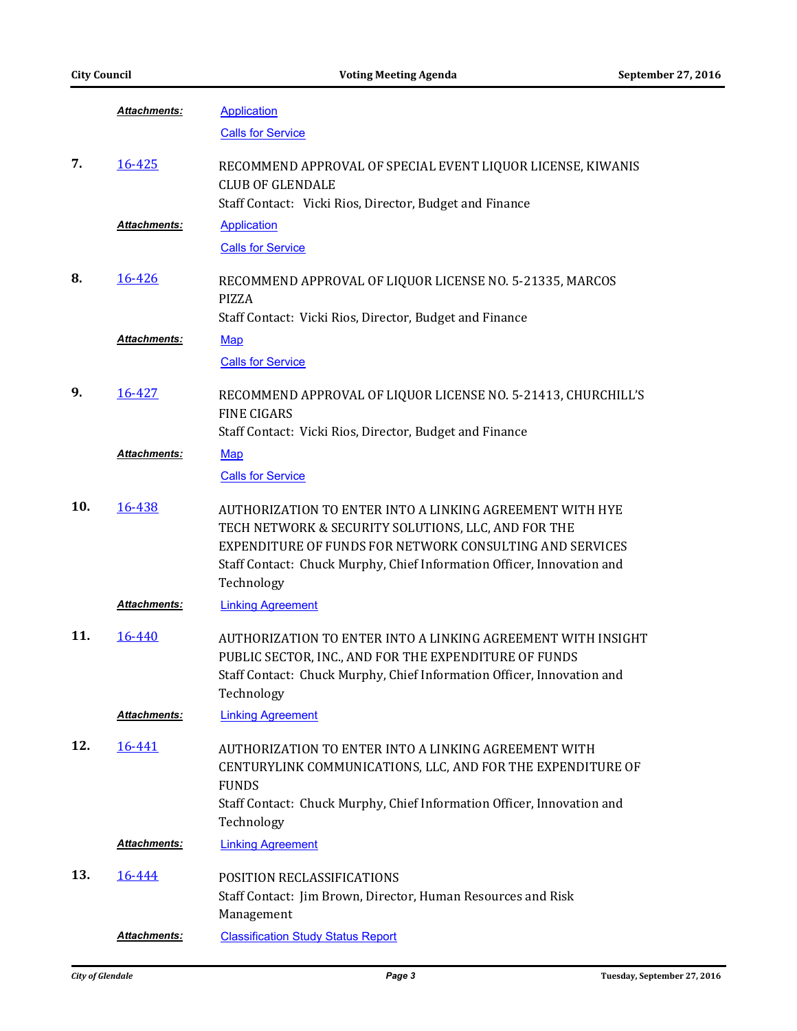*Attachments:* Application

Calls for Service

**7.** 16-425 RECOMMEND APPROVAL OF SPECIAL EVENT LIQUOR LICENSE, KIWANIS CLUB OF GLENDALE

Staff Contact: Vicki Rios, Director, Budget and Finance

*Attachments:* Application

Calls for Service

**8.** 16-426 RECOMMEND APPROVAL OF LIQUOR LICENSE NO. 5-21335, MARCOS PIZZA

Staff Contact: Vicki Rios, Director, Budget and Finance

*Attachments:* Map

Calls for Service

**9.** 16-427 RECOMMEND APPROVAL OF LIQUOR LICENSE NO. 5-21413, CHURCHILL'S FINE CIGARS

Staff Contact: Vicki Rios, Director, Budget and Finance

*Attachments:* Map

Calls for Service

**10.** 16-438 AUTHORIZATION TO ENTER INTO A LINKING AGREEMENT WITH HYE TECH NETWORK & SECURITY SOLUTIONS, LLC, AND FOR THE EXPENDITURE OF FUNDS FOR NETWORK CONSULTING AND SERVICES

Staff Contact: Chuck Murphy, Chief Information Officer, Innovation and Technology

*Attachments:* Linking Agreement

**11.** 16-440 AUTHORIZATION TO ENTER INTO A LINKING AGREEMENT WITH INSIGHT PUBLIC SECTOR, INC., AND FOR THE EXPENDITURE OF FUNDS

Staff Contact: Chuck Murphy, Chief Information Officer, Innovation and Technology

*Attachments:* Linking Agreement

**12.** 16-441 AUTHORIZATION TO ENTER INTO A LINKING AGREEMENT WITH CENTURYLINK COMMUNICATIONS, LLC, AND FOR THE EXPENDITURE OF FUNDS

Staff Contact: Chuck Murphy, Chief Information Officer, Innovation and Technology

*Attachments:* Linking Agreement

**13.** 16-444 POSITION RECLASSIFICATIONS

Staff Contact: Jim Brown, Director, Human Resources and Risk Management

*Attachments:* Classification Study Status Report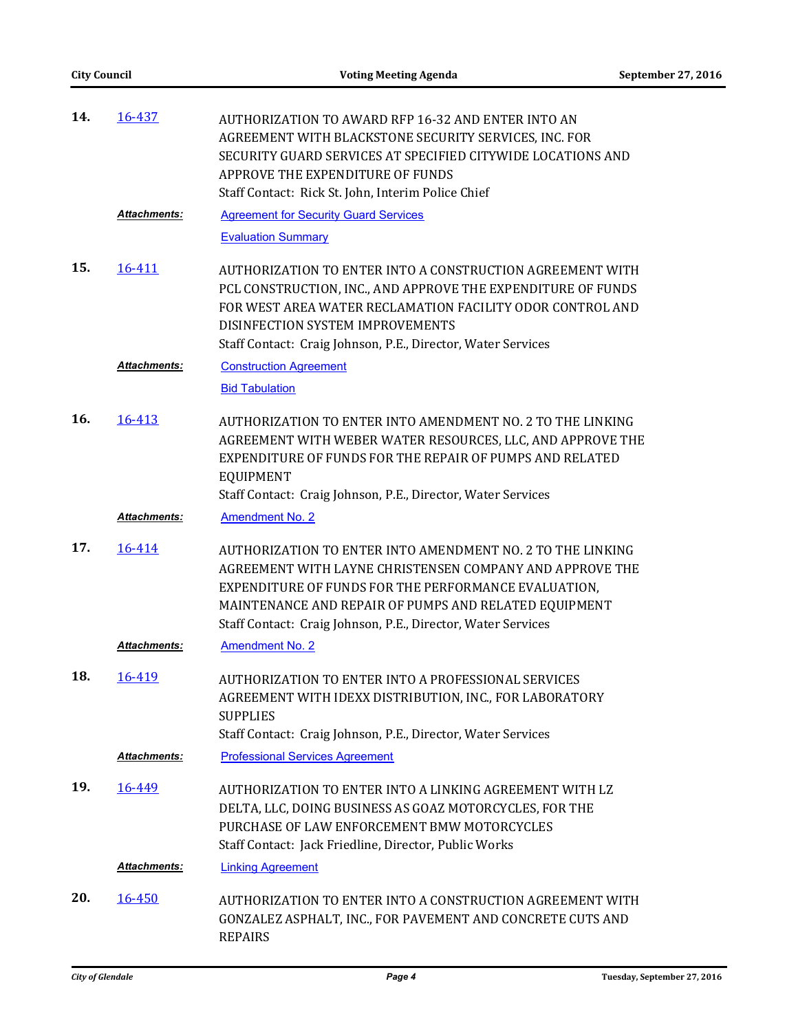**14.** [16-437]

AUTHORIZATION TO AWARD RFP 16-32 AND ENTER INTO AN AGREEMENT WITH BLACKSTONE SECURITY SERVICES, INC. FOR SECURITY GUARD SERVICES AT SPECIFIED CITYWIDE LOCATIONS AND APPROVE THE EXPENDITURE OF FUNDS

Staff Contact: Rick St. John, Interim Police Chief

***Attachments:*** Agreement for Security Guard Services

Evaluation Summary

**15.** [16-411]

AUTHORIZATION TO ENTER INTO A CONSTRUCTION AGREEMENT WITH PCL CONSTRUCTION, INC., AND APPROVE THE EXPENDITURE OF FUNDS FOR WEST AREA WATER RECLAMATION FACILITY ODOR CONTROL AND DISINFECTION SYSTEM IMPROVEMENTS

Staff Contact: Craig Johnson, P.E., Director, Water Services

***Attachments:*** Construction Agreement

Bid Tabulation

**16.** [16-413]

AUTHORIZATION TO ENTER INTO AMENDMENT NO. 2 TO THE LINKING AGREEMENT WITH WEBER WATER RESOURCES, LLC, AND APPROVE THE EXPENDITURE OF FUNDS FOR THE REPAIR OF PUMPS AND RELATED EQUIPMENT

Staff Contact: Craig Johnson, P.E., Director, Water Services

***Attachments:*** Amendment No. 2

**17.** [16-414]

AUTHORIZATION TO ENTER INTO AMENDMENT NO. 2 TO THE LINKING AGREEMENT WITH LAYNE CHRISTENSEN COMPANY AND APPROVE THE EXPENDITURE OF FUNDS FOR THE PERFORMANCE EVALUATION, MAINTENANCE AND REPAIR OF PUMPS AND RELATED EQUIPMENT

Staff Contact: Craig Johnson, P.E., Director, Water Services

***Attachments:*** Amendment No. 2

**18.** [16-419]

AUTHORIZATION TO ENTER INTO A PROFESSIONAL SERVICES AGREEMENT WITH IDEXX DISTRIBUTION, INC., FOR LABORATORY SUPPLIES

Staff Contact: Craig Johnson, P.E., Director, Water Services

***Attachments:*** Professional Services Agreement

**19.** [16-449]

AUTHORIZATION TO ENTER INTO A LINKING AGREEMENT WITH LZ DELTA, LLC, DOING BUSINESS AS GOAZ MOTORCYCLES, FOR THE PURCHASE OF LAW ENFORCEMENT BMW MOTORCYCLES

Staff Contact: Jack Friedline, Director, Public Works

***Attachments:*** Linking Agreement

**20.** [16-450]

AUTHORIZATION TO ENTER INTO A CONSTRUCTION AGREEMENT WITH GONZALEZ ASPHALT, INC., FOR PAVEMENT AND CONCRETE CUTS AND REPAIRS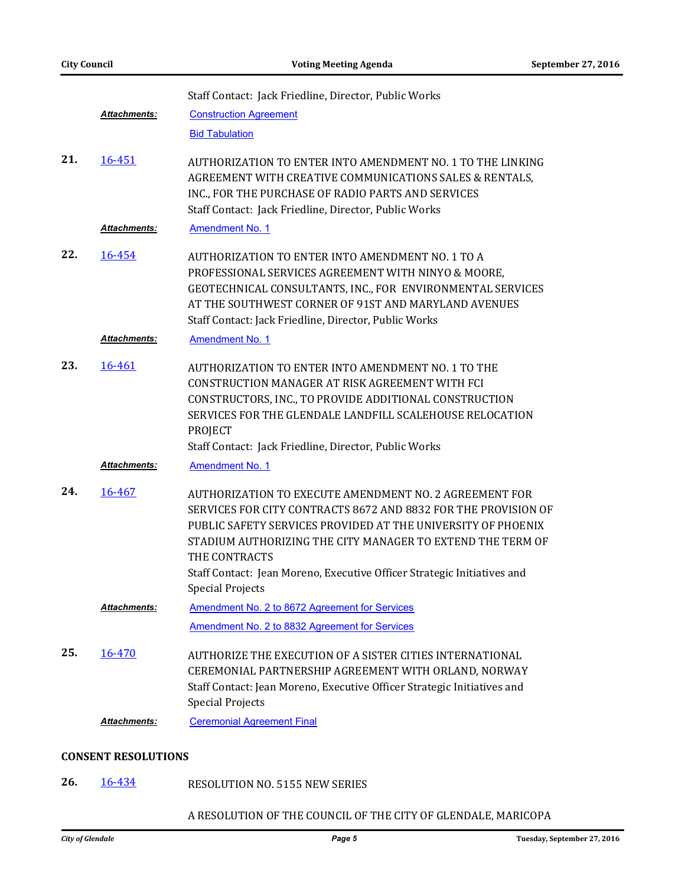Staff Contact: Jack Friedline, Director, Public Works

***Attachments:*** Construction Agreement

Bid Tabulation

**21.** 16-451 AUTHORIZATION TO ENTER INTO AMENDMENT NO. 1 TO THE LINKING AGREEMENT WITH CREATIVE COMMUNICATIONS SALES & RENTALS, INC., FOR THE PURCHASE OF RADIO PARTS AND SERVICES

Staff Contact: Jack Friedline, Director, Public Works

***Attachments:*** Amendment No. 1

**22.** 16-454 AUTHORIZATION TO ENTER INTO AMENDMENT NO. 1 TO A PROFESSIONAL SERVICES AGREEMENT WITH NINYO & MOORE, GEOTECHNICAL CONSULTANTS, INC., FOR ENVIRONMENTAL SERVICES AT THE SOUTHWEST CORNER OF 91ST AND MARYLAND AVENUES

Staff Contact: Jack Friedline, Director, Public Works

***Attachments:*** Amendment No. 1

**23.** 16-461 AUTHORIZATION TO ENTER INTO AMENDMENT NO. 1 TO THE CONSTRUCTION MANAGER AT RISK AGREEMENT WITH FCI CONSTRUCTORS, INC., TO PROVIDE ADDITIONAL CONSTRUCTION SERVICES FOR THE GLENDALE LANDFILL SCALEHOUSE RELOCATION PROJECT

Staff Contact: Jack Friedline, Director, Public Works

***Attachments:*** Amendment No. 1

**24.** 16-467 AUTHORIZATION TO EXECUTE AMENDMENT NO. 2 AGREEMENT FOR SERVICES FOR CITY CONTRACTS 8672 AND 8832 FOR THE PROVISION OF PUBLIC SAFETY SERVICES PROVIDED AT THE UNIVERSITY OF PHOENIX STADIUM AUTHORIZING THE CITY MANAGER TO EXTEND THE TERM OF THE CONTRACTS

Staff Contact: Jean Moreno, Executive Officer Strategic Initiatives and Special Projects

***Attachments:*** Amendment No. 2 to 8672 Agreement for Services

Amendment No. 2 to 8832 Agreement for Services

**25.** 16-470 AUTHORIZE THE EXECUTION OF A SISTER CITIES INTERNATIONAL CEREMONIAL PARTNERSHIP AGREEMENT WITH ORLAND, NORWAY

Staff Contact: Jean Moreno, Executive Officer Strategic Initiatives and Special Projects

***Attachments:*** Ceremonial Agreement Final

## CONSENT RESOLUTIONS

**26.** 16-434 RESOLUTION NO. 5155 NEW SERIES

A RESOLUTION OF THE COUNCIL OF THE CITY OF GLENDALE, MARICOPA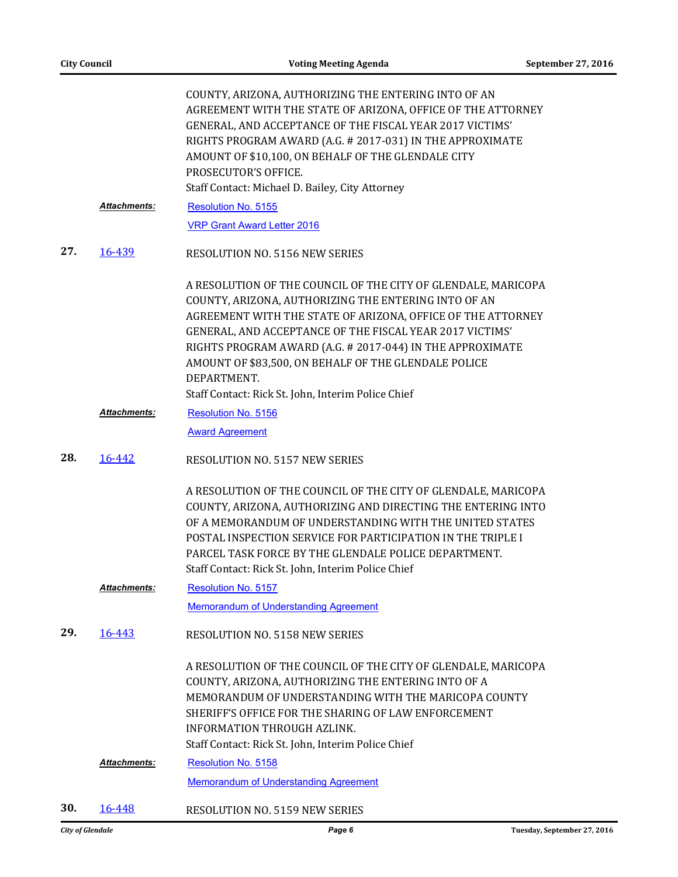COUNTY, ARIZONA, AUTHORIZING THE ENTERING INTO OF AN AGREEMENT WITH THE STATE OF ARIZONA, OFFICE OF THE ATTORNEY GENERAL, AND ACCEPTANCE OF THE FISCAL YEAR 2017 VICTIMS' RIGHTS PROGRAM AWARD (A.G. # 2017-031) IN THE APPROXIMATE AMOUNT OF $10,100, ON BEHALF OF THE GLENDALE CITY PROSECUTOR'S OFFICE.

Staff Contact: Michael D. Bailey, City Attorney

***Attachments:*** Resolution No. 5155

VRP Grant Award Letter 2016

**27.** 16-439 RESOLUTION NO. 5156 NEW SERIES

A RESOLUTION OF THE COUNCIL OF THE CITY OF GLENDALE, MARICOPA COUNTY, ARIZONA, AUTHORIZING THE ENTERING INTO OF AN AGREEMENT WITH THE STATE OF ARIZONA, OFFICE OF THE ATTORNEY GENERAL, AND ACCEPTANCE OF THE FISCAL YEAR 2017 VICTIMS' RIGHTS PROGRAM AWARD (A.G. # 2017-044) IN THE APPROXIMATE AMOUNT OF $83,500, ON BEHALF OF THE GLENDALE POLICE DEPARTMENT.

Staff Contact: Rick St. John, Interim Police Chief

***Attachments:*** Resolution No. 5156

Award Agreement

**28.** 16-442 RESOLUTION NO. 5157 NEW SERIES

A RESOLUTION OF THE COUNCIL OF THE CITY OF GLENDALE, MARICOPA COUNTY, ARIZONA, AUTHORIZING AND DIRECTING THE ENTERING INTO OF A MEMORANDUM OF UNDERSTANDING WITH THE UNITED STATES POSTAL INSPECTION SERVICE FOR PARTICIPATION IN THE TRIPLE I PARCEL TASK FORCE BY THE GLENDALE POLICE DEPARTMENT.

Staff Contact: Rick St. John, Interim Police Chief

***Attachments:*** Resolution No. 5157

Memorandum of Understanding Agreement

**29.** 16-443 RESOLUTION NO. 5158 NEW SERIES

A RESOLUTION OF THE COUNCIL OF THE CITY OF GLENDALE, MARICOPA COUNTY, ARIZONA, AUTHORIZING THE ENTERING INTO OF A MEMORANDUM OF UNDERSTANDING WITH THE MARICOPA COUNTY SHERIFF'S OFFICE FOR THE SHARING OF LAW ENFORCEMENT INFORMATION THROUGH AZLINK.

Staff Contact: Rick St. John, Interim Police Chief

***Attachments:*** Resolution No. 5158

Memorandum of Understanding Agreement

**30.** 16-448 RESOLUTION NO. 5159 NEW SERIES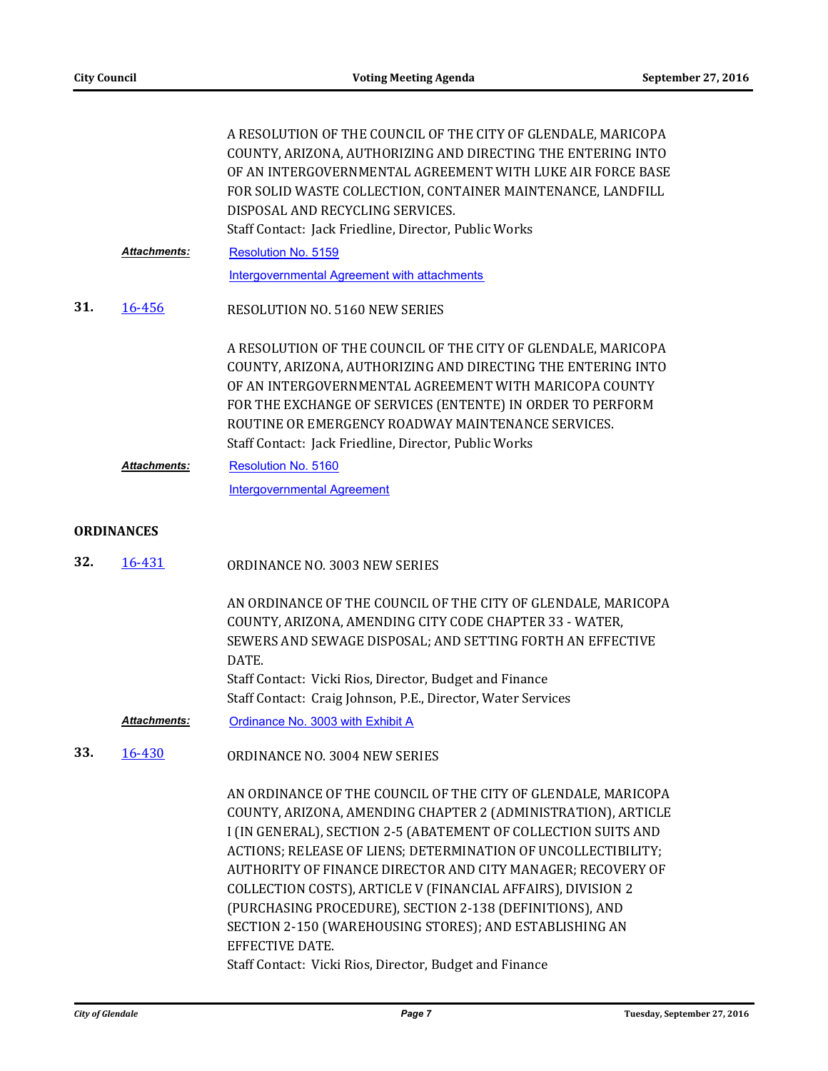A RESOLUTION OF THE COUNCIL OF THE CITY OF GLENDALE, MARICOPA COUNTY, ARIZONA, AUTHORIZING AND DIRECTING THE ENTERING INTO OF AN INTERGOVERNMENTAL AGREEMENT WITH LUKE AIR FORCE BASE FOR SOLID WASTE COLLECTION, CONTAINER MAINTENANCE, LANDFILL DISPOSAL AND RECYCLING SERVICES.
Staff Contact: Jack Friedline, Director, Public Works

***Attachments:*** Resolution No. 5159
Intergovernmental Agreement with attachments

**31.** 16-456 RESOLUTION NO. 5160 NEW SERIES

A RESOLUTION OF THE COUNCIL OF THE CITY OF GLENDALE, MARICOPA COUNTY, ARIZONA, AUTHORIZING AND DIRECTING THE ENTERING INTO OF AN INTERGOVERNMENTAL AGREEMENT WITH MARICOPA COUNTY FOR THE EXCHANGE OF SERVICES (ENTENTE) IN ORDER TO PERFORM ROUTINE OR EMERGENCY ROADWAY MAINTENANCE SERVICES.
Staff Contact: Jack Friedline, Director, Public Works

***Attachments:*** Resolution No. 5160
Intergovernmental Agreement

## ORDINANCES

**32.** 16-431 ORDINANCE NO. 3003 NEW SERIES

AN ORDINANCE OF THE COUNCIL OF THE CITY OF GLENDALE, MARICOPA COUNTY, ARIZONA, AMENDING CITY CODE CHAPTER 33 - WATER, SEWERS AND SEWAGE DISPOSAL; AND SETTING FORTH AN EFFECTIVE DATE.
Staff Contact: Vicki Rios, Director, Budget and Finance
Staff Contact: Craig Johnson, P.E., Director, Water Services

***Attachments:*** Ordinance No. 3003 with Exhibit A

**33.** 16-430 ORDINANCE NO. 3004 NEW SERIES

AN ORDINANCE OF THE COUNCIL OF THE CITY OF GLENDALE, MARICOPA COUNTY, ARIZONA, AMENDING CHAPTER 2 (ADMINISTRATION), ARTICLE I (IN GENERAL), SECTION 2-5 (ABATEMENT OF COLLECTION SUITS AND ACTIONS; RELEASE OF LIENS; DETERMINATION OF UNCOLLECTIBILITY; AUTHORITY OF FINANCE DIRECTOR AND CITY MANAGER; RECOVERY OF COLLECTION COSTS), ARTICLE V (FINANCIAL AFFAIRS), DIVISION 2 (PURCHASING PROCEDURE), SECTION 2-138 (DEFINITIONS), AND SECTION 2-150 (WAREHOUSING STORES); AND ESTABLISHING AN EFFECTIVE DATE.
Staff Contact: Vicki Rios, Director, Budget and Finance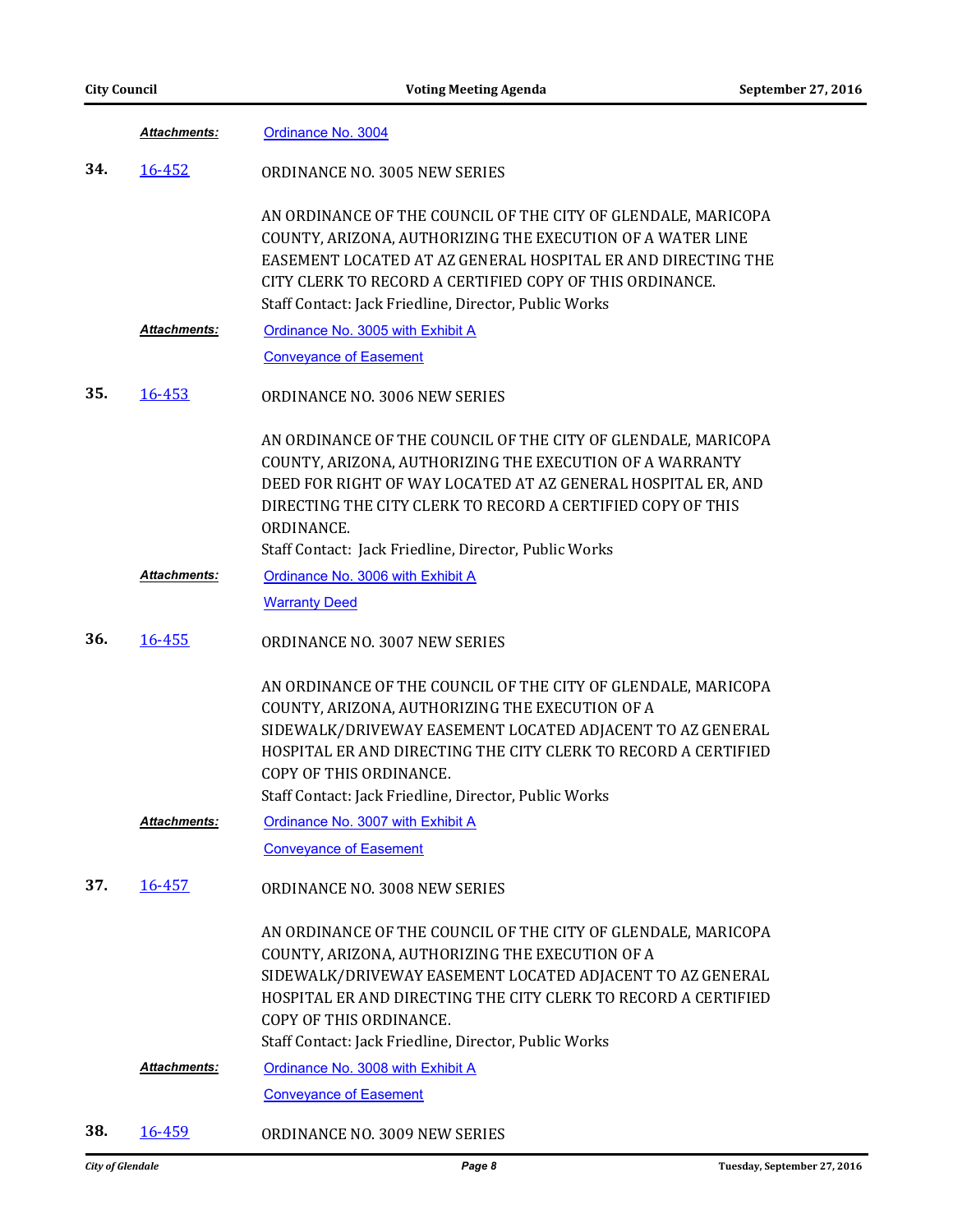*Attachments:* Ordinance No. 3004

**34.** 16-452 ORDINANCE NO. 3005 NEW SERIES

AN ORDINANCE OF THE COUNCIL OF THE CITY OF GLENDALE, MARICOPA COUNTY, ARIZONA, AUTHORIZING THE EXECUTION OF A WATER LINE EASEMENT LOCATED AT AZ GENERAL HOSPITAL ER AND DIRECTING THE CITY CLERK TO RECORD A CERTIFIED COPY OF THIS ORDINANCE.
Staff Contact: Jack Friedline, Director, Public Works

*Attachments:* Ordinance No. 3005 with Exhibit A
Conveyance of Easement

**35.** 16-453 ORDINANCE NO. 3006 NEW SERIES

AN ORDINANCE OF THE COUNCIL OF THE CITY OF GLENDALE, MARICOPA COUNTY, ARIZONA, AUTHORIZING THE EXECUTION OF A WARRANTY DEED FOR RIGHT OF WAY LOCATED AT AZ GENERAL HOSPITAL ER, AND DIRECTING THE CITY CLERK TO RECORD A CERTIFIED COPY OF THIS ORDINANCE.
Staff Contact: Jack Friedline, Director, Public Works

*Attachments:* Ordinance No. 3006 with Exhibit A
Warranty Deed

**36.** 16-455 ORDINANCE NO. 3007 NEW SERIES

AN ORDINANCE OF THE COUNCIL OF THE CITY OF GLENDALE, MARICOPA COUNTY, ARIZONA, AUTHORIZING THE EXECUTION OF A SIDEWALK/DRIVEWAY EASEMENT LOCATED ADJACENT TO AZ GENERAL HOSPITAL ER AND DIRECTING THE CITY CLERK TO RECORD A CERTIFIED COPY OF THIS ORDINANCE.
Staff Contact: Jack Friedline, Director, Public Works

*Attachments:* Ordinance No. 3007 with Exhibit A
Conveyance of Easement

**37.** 16-457 ORDINANCE NO. 3008 NEW SERIES

AN ORDINANCE OF THE COUNCIL OF THE CITY OF GLENDALE, MARICOPA COUNTY, ARIZONA, AUTHORIZING THE EXECUTION OF A SIDEWALK/DRIVEWAY EASEMENT LOCATED ADJACENT TO AZ GENERAL HOSPITAL ER AND DIRECTING THE CITY CLERK TO RECORD A CERTIFIED COPY OF THIS ORDINANCE.
Staff Contact: Jack Friedline, Director, Public Works

*Attachments:* Ordinance No. 3008 with Exhibit A
Conveyance of Easement

**38.** 16-459 ORDINANCE NO. 3009 NEW SERIES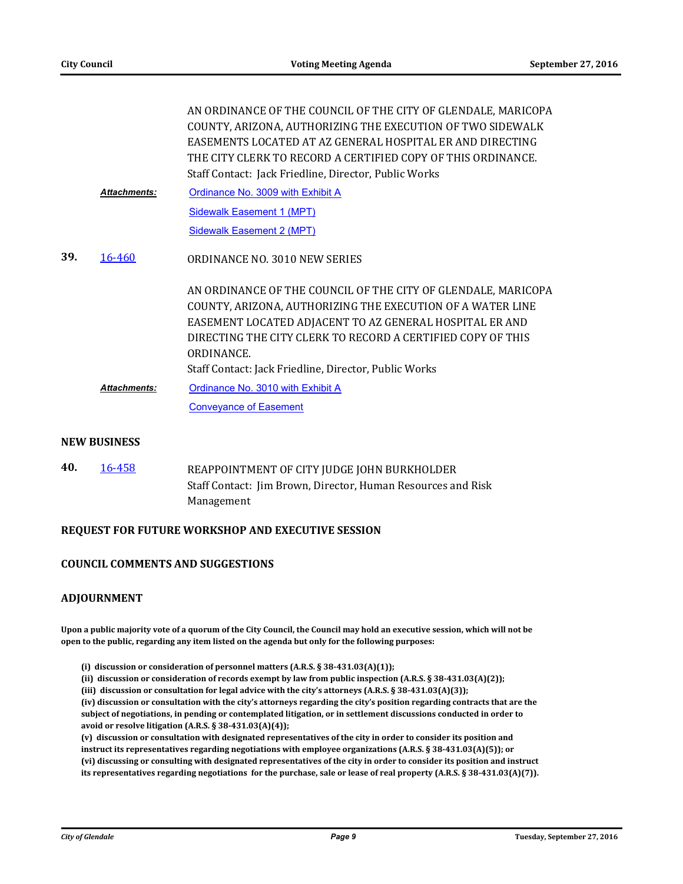AN ORDINANCE OF THE COUNCIL OF THE CITY OF GLENDALE, MARICOPA COUNTY, ARIZONA, AUTHORIZING THE EXECUTION OF TWO SIDEWALK EASEMENTS LOCATED AT AZ GENERAL HOSPITAL ER AND DIRECTING THE CITY CLERK TO RECORD A CERTIFIED COPY OF THIS ORDINANCE.
Staff Contact: Jack Friedline, Director, Public Works

***Attachments:*** Ordinance No. 3009 with Exhibit A
Sidewalk Easement 1 (MPT)
Sidewalk Easement 2 (MPT)

**39.** 16-460 ORDINANCE NO. 3010 NEW SERIES

AN ORDINANCE OF THE COUNCIL OF THE CITY OF GLENDALE, MARICOPA COUNTY, ARIZONA, AUTHORIZING THE EXECUTION OF A WATER LINE EASEMENT LOCATED ADJACENT TO AZ GENERAL HOSPITAL ER AND DIRECTING THE CITY CLERK TO RECORD A CERTIFIED COPY OF THIS ORDINANCE.
Staff Contact: Jack Friedline, Director, Public Works

***Attachments:*** Ordinance No. 3010 with Exhibit A
Conveyance of Easement

## NEW BUSINESS

**40.** 16-458 REAPPOINTMENT OF CITY JUDGE JOHN BURKHOLDER
Staff Contact: Jim Brown, Director, Human Resources and Risk Management

## REQUEST FOR FUTURE WORKSHOP AND EXECUTIVE SESSION

## COUNCIL COMMENTS AND SUGGESTIONS

## ADJOURNMENT

**Upon a public majority vote of a quorum of the City Council, the Council may hold an executive session, which will not be open to the public, regarding any item listed on the agenda but only for the following purposes:**

**(i) discussion or consideration of personnel matters (A.R.S. § 38-431.03(A)(1));**
**(ii) discussion or consideration of records exempt by law from public inspection (A.R.S. § 38-431.03(A)(2));**
**(iii) discussion or consultation for legal advice with the city's attorneys (A.R.S. § 38-431.03(A)(3));**
**(iv) discussion or consultation with the city's attorneys regarding the city's position regarding contracts that are the subject of negotiations, in pending or contemplated litigation, or in settlement discussions conducted in order to avoid or resolve litigation (A.R.S. § 38-431.03(A)(4));**
**(v) discussion or consultation with designated representatives of the city in order to consider its position and instruct its representatives regarding negotiations with employee organizations (A.R.S. § 38-431.03(A)(5)); or**
**(vi) discussing or consulting with designated representatives of the city in order to consider its position and instruct its representatives regarding negotiations for the purchase, sale or lease of real property (A.R.S. § 38-431.03(A)(7)).**